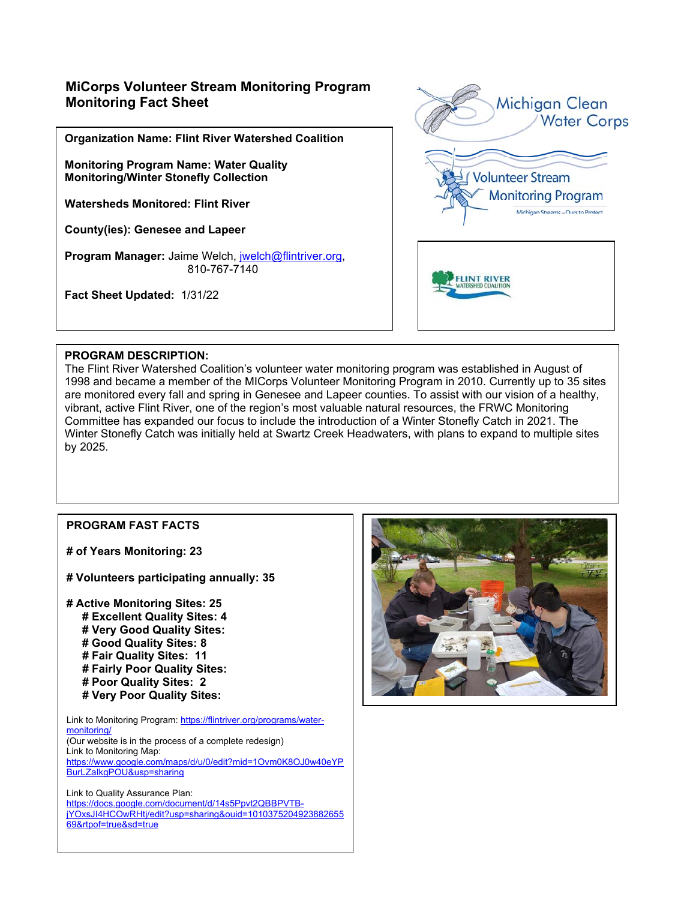# MiCorps Volunteer Stream Monitoring Program Monitoring Fact Sheet

**Organization Name: Flint River Watershed Coalition**

**Monitoring Program Name: Water Quality Monitoring/Winter Stonefly Collection**

**Watersheds Monitored: Flint River**

**County(ies): Genesee and Lapeer**

**Program Manager:** Jaime Welch, jwelch@flintriver.org, 810-767-7140

**Fact Sheet Updated:** 1/31/22

Michigan Clean Water Corps

Volunteer Stream Monitoring Program

Michigan Streams – Ours to Protect

FLINT RIVER WATERSHED COALITION

## PROGRAM DESCRIPTION:

The Flint River Watershed Coalition's volunteer water monitoring program was established in August of 1998 and became a member of the MICorps Volunteer Monitoring Program in 2010. Currently up to 35 sites are monitored every fall and spring in Genesee and Lapeer counties. To assist with our vision of a healthy, vibrant, active Flint River, one of the region's most valuable natural resources, the FRWC Monitoring Committee has expanded our focus to include the introduction of a Winter Stonefly Catch in 2021. The Winter Stonefly Catch was initially held at Swartz Creek Headwaters, with plans to expand to multiple sites by 2025.

## PROGRAM FAST FACTS

**# of Years Monitoring: 23**

**# Volunteers participating annually: 35**

**# Active Monitoring Sites: 25**
- **# Excellent Quality Sites: 4**
- **# Very Good Quality Sites:**
- **# Good Quality Sites: 8**
- **# Fair Quality Sites: 11**
- **# Fairly Poor Quality Sites:**
- **# Poor Quality Sites: 2**
- **# Very Poor Quality Sites:**

Link to Monitoring Program: https://flintriver.org/programs/water-monitoring/
(Our website is in the process of a complete redesign)
Link to Monitoring Map:
https://www.google.com/maps/d/u/0/edit?mid=1Ovm0K8OJ0w40eYPBurLZalkgPOU&usp=sharing

Link to Quality Assurance Plan:
https://docs.google.com/document/d/14s5Ppvt2QBBPVTB-jYOxsJI4HCOwRHtj/edit?usp=sharing&ouid=101037520492388265569&rtpof=true&sd=true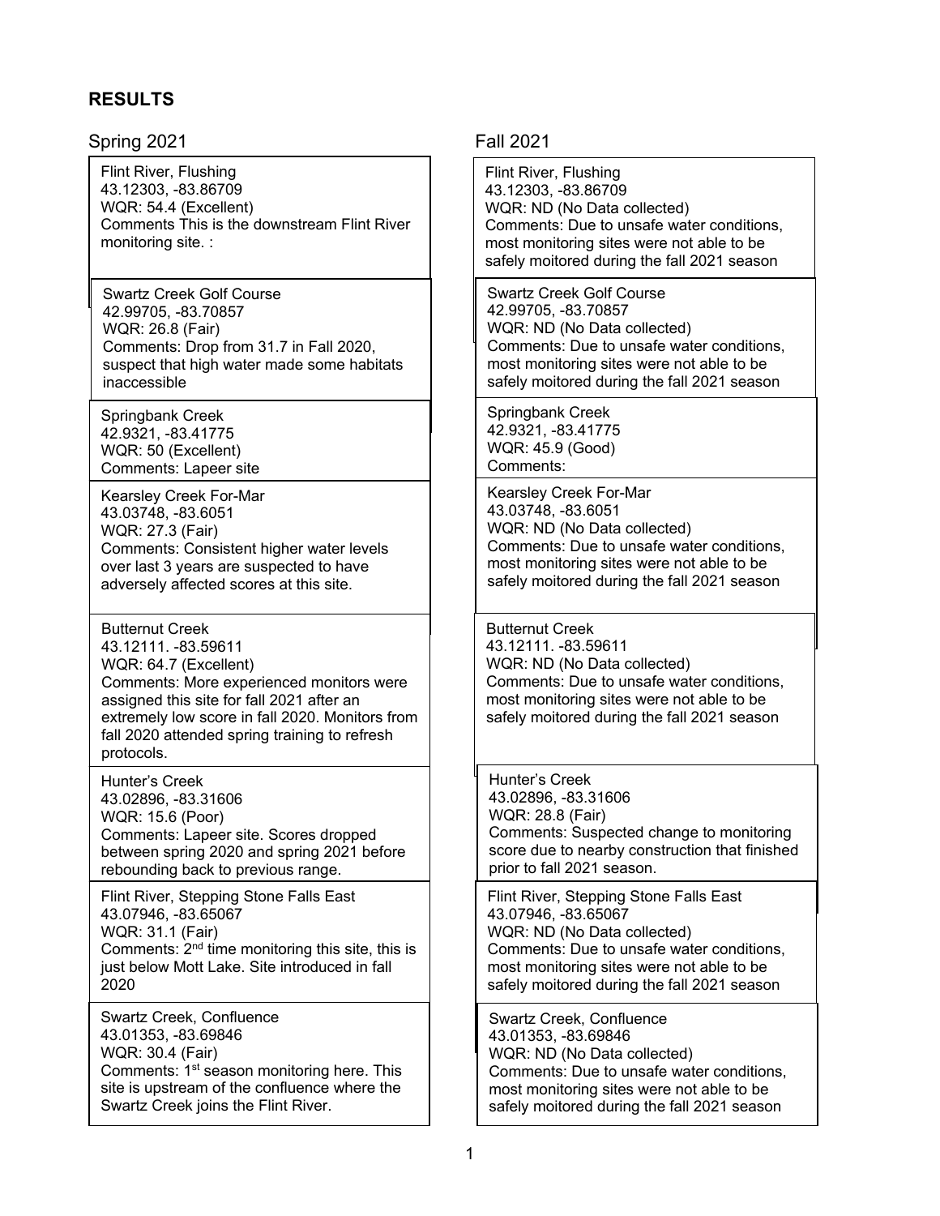## RESULTS

### Spring 2021

Flint River, Flushing
43.12303, -83.86709
WQR: 54.4 (Excellent)
Comments This is the downstream Flint River monitoring site. :

Swartz Creek Golf Course
42.99705, -83.70857
WQR: 26.8 (Fair)
Comments: Drop from 31.7 in Fall 2020, suspect that high water made some habitats inaccessible

Springbank Creek
42.9321, -83.41775
WQR: 50 (Excellent)
Comments: Lapeer site

Kearsley Creek For-Mar
43.03748, -83.6051
WQR: 27.3 (Fair)
Comments: Consistent higher water levels over last 3 years are suspected to have adversely affected scores at this site.

Butternut Creek
43.12111. -83.59611
WQR: 64.7 (Excellent)
Comments: More experienced monitors were assigned this site for fall 2021 after an extremely low score in fall 2020. Monitors from fall 2020 attended spring training to refresh protocols.

Hunter's Creek
43.02896, -83.31606
WQR: 15.6 (Poor)
Comments: Lapeer site. Scores dropped between spring 2020 and spring 2021 before rebounding back to previous range.

Flint River, Stepping Stone Falls East
43.07946, -83.65067
WQR: 31.1 (Fair)
Comments: 2nd time monitoring this site, this is just below Mott Lake. Site introduced in fall 2020

Swartz Creek, Confluence
43.01353, -83.69846
WQR: 30.4 (Fair)
Comments: 1st season monitoring here. This site is upstream of the confluence where the Swartz Creek joins the Flint River.

### Fall 2021

Flint River, Flushing
43.12303, -83.86709
WQR: ND (No Data collected)
Comments: Due to unsafe water conditions, most monitoring sites were not able to be safely moitored during the fall 2021 season

Swartz Creek Golf Course
42.99705, -83.70857
WQR: ND (No Data collected)
Comments: Due to unsafe water conditions, most monitoring sites were not able to be safely moitored during the fall 2021 season

Springbank Creek
42.9321, -83.41775
WQR: 45.9 (Good)
Comments:

Kearsley Creek For-Mar
43.03748, -83.6051
WQR: ND (No Data collected)
Comments: Due to unsafe water conditions, most monitoring sites were not able to be safely moitored during the fall 2021 season

Butternut Creek
43.12111. -83.59611
WQR: ND (No Data collected)
Comments: Due to unsafe water conditions, most monitoring sites were not able to be safely moitored during the fall 2021 season

Hunter's Creek
43.02896, -83.31606
WQR: 28.8 (Fair)
Comments: Suspected change to monitoring score due to nearby construction that finished prior to fall 2021 season.

Flint River, Stepping Stone Falls East
43.07946, -83.65067
WQR: ND (No Data collected)
Comments: Due to unsafe water conditions, most monitoring sites were not able to be safely moitored during the fall 2021 season

Swartz Creek, Confluence
43.01353, -83.69846
WQR: ND (No Data collected)
Comments: Due to unsafe water conditions, most monitoring sites were not able to be safely moitored during the fall 2021 season